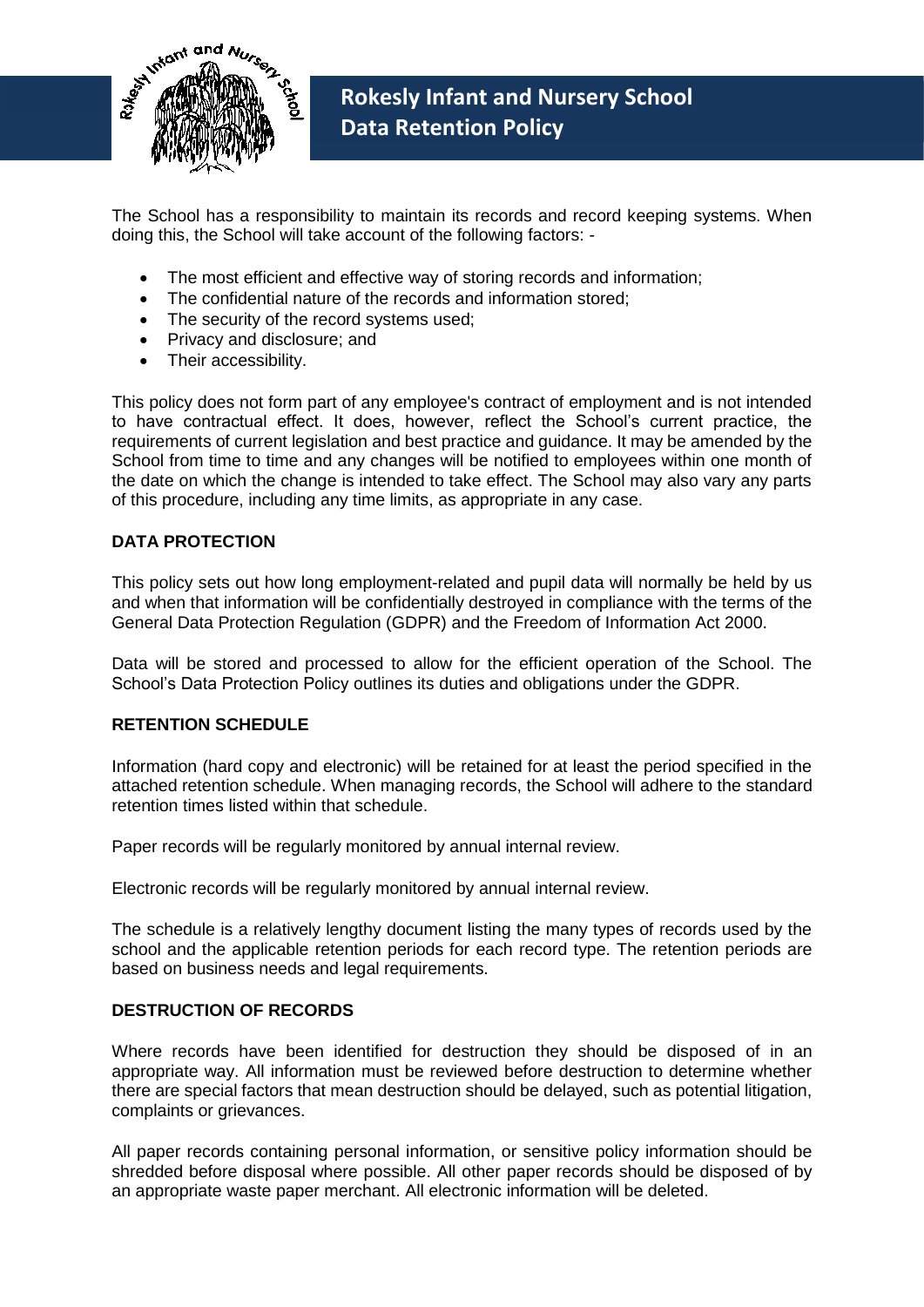# Rokesly Infant and Nursery School
# Data Retention Policy

The School has a responsibility to maintain its records and record keeping systems. When doing this, the School will take account of the following factors: -

- The most efficient and effective way of storing records and information;
- The confidential nature of the records and information stored;
- The security of the record systems used;
- Privacy and disclosure; and
- Their accessibility.

This policy does not form part of any employee's contract of employment and is not intended to have contractual effect. It does, however, reflect the School's current practice, the requirements of current legislation and best practice and guidance. It may be amended by the School from time to time and any changes will be notified to employees within one month of the date on which the change is intended to take effect. The School may also vary any parts of this procedure, including any time limits, as appropriate in any case.

## DATA PROTECTION

This policy sets out how long employment-related and pupil data will normally be held by us and when that information will be confidentially destroyed in compliance with the terms of the General Data Protection Regulation (GDPR) and the Freedom of Information Act 2000.

Data will be stored and processed to allow for the efficient operation of the School. The School's Data Protection Policy outlines its duties and obligations under the GDPR.

## RETENTION SCHEDULE

Information (hard copy and electronic) will be retained for at least the period specified in the attached retention schedule. When managing records, the School will adhere to the standard retention times listed within that schedule.

Paper records will be regularly monitored by annual internal review.

Electronic records will be regularly monitored by annual internal review.

The schedule is a relatively lengthy document listing the many types of records used by the school and the applicable retention periods for each record type. The retention periods are based on business needs and legal requirements.

## DESTRUCTION OF RECORDS

Where records have been identified for destruction they should be disposed of in an appropriate way. All information must be reviewed before destruction to determine whether there are special factors that mean destruction should be delayed, such as potential litigation, complaints or grievances.

All paper records containing personal information, or sensitive policy information should be shredded before disposal where possible. All other paper records should be disposed of by an appropriate waste paper merchant. All electronic information will be deleted.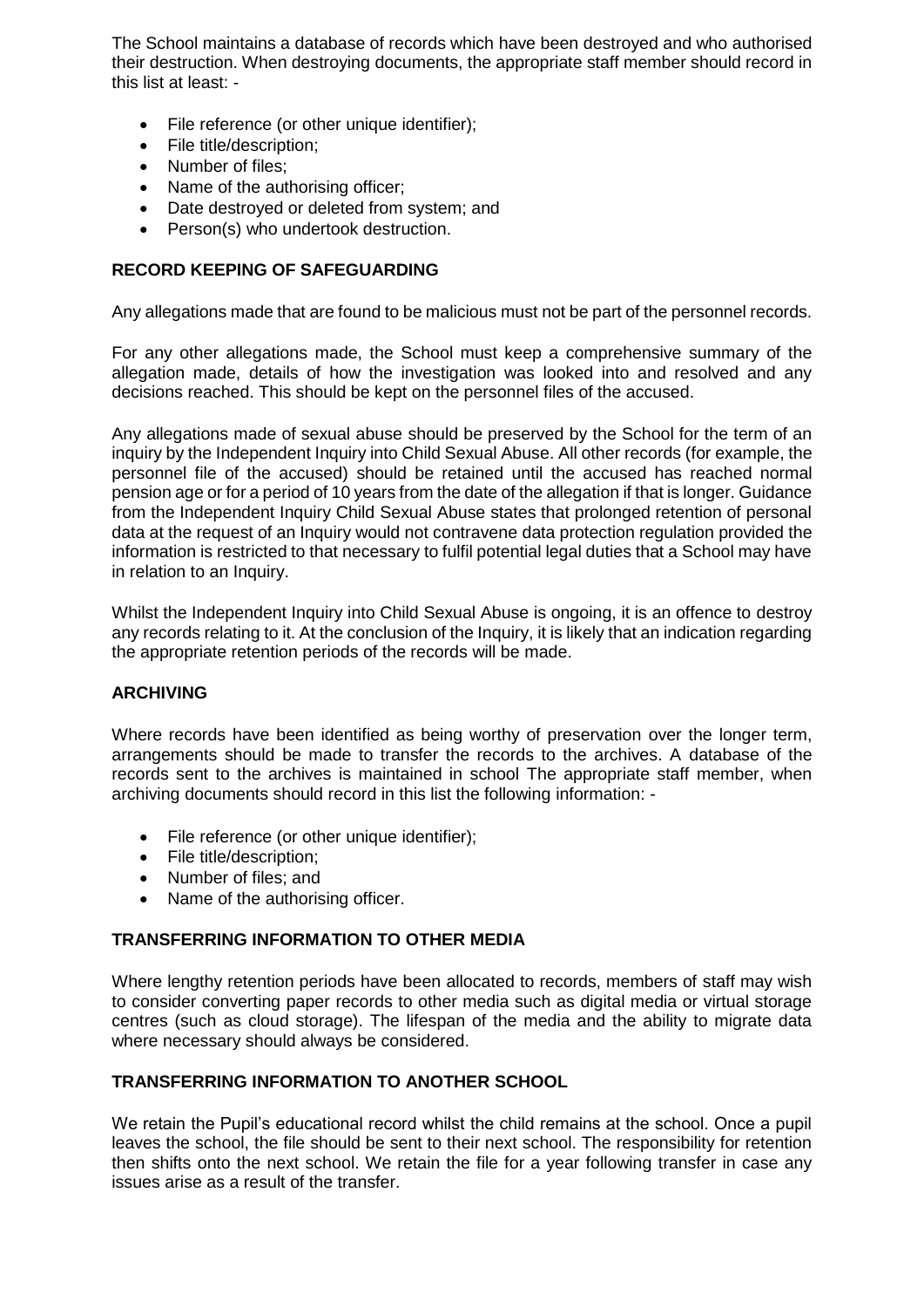The School maintains a database of records which have been destroyed and who authorised their destruction. When destroying documents, the appropriate staff member should record in this list at least: -

- File reference (or other unique identifier);
- File title/description;
- Number of files;
- Name of the authorising officer;
- Date destroyed or deleted from system; and
- Person(s) who undertook destruction.

## RECORD KEEPING OF SAFEGUARDING

Any allegations made that are found to be malicious must not be part of the personnel records.

For any other allegations made, the School must keep a comprehensive summary of the allegation made, details of how the investigation was looked into and resolved and any decisions reached. This should be kept on the personnel files of the accused.

Any allegations made of sexual abuse should be preserved by the School for the term of an inquiry by the Independent Inquiry into Child Sexual Abuse. All other records (for example, the personnel file of the accused) should be retained until the accused has reached normal pension age or for a period of 10 years from the date of the allegation if that is longer. Guidance from the Independent Inquiry Child Sexual Abuse states that prolonged retention of personal data at the request of an Inquiry would not contravene data protection regulation provided the information is restricted to that necessary to fulfil potential legal duties that a School may have in relation to an Inquiry.

Whilst the Independent Inquiry into Child Sexual Abuse is ongoing, it is an offence to destroy any records relating to it. At the conclusion of the Inquiry, it is likely that an indication regarding the appropriate retention periods of the records will be made.

## ARCHIVING

Where records have been identified as being worthy of preservation over the longer term, arrangements should be made to transfer the records to the archives. A database of the records sent to the archives is maintained in school The appropriate staff member, when archiving documents should record in this list the following information: -

- File reference (or other unique identifier);
- File title/description;
- Number of files; and
- Name of the authorising officer.

## TRANSFERRING INFORMATION TO OTHER MEDIA

Where lengthy retention periods have been allocated to records, members of staff may wish to consider converting paper records to other media such as digital media or virtual storage centres (such as cloud storage). The lifespan of the media and the ability to migrate data where necessary should always be considered.

## TRANSFERRING INFORMATION TO ANOTHER SCHOOL

We retain the Pupil's educational record whilst the child remains at the school. Once a pupil leaves the school, the file should be sent to their next school. The responsibility for retention then shifts onto the next school. We retain the file for a year following transfer in case any issues arise as a result of the transfer.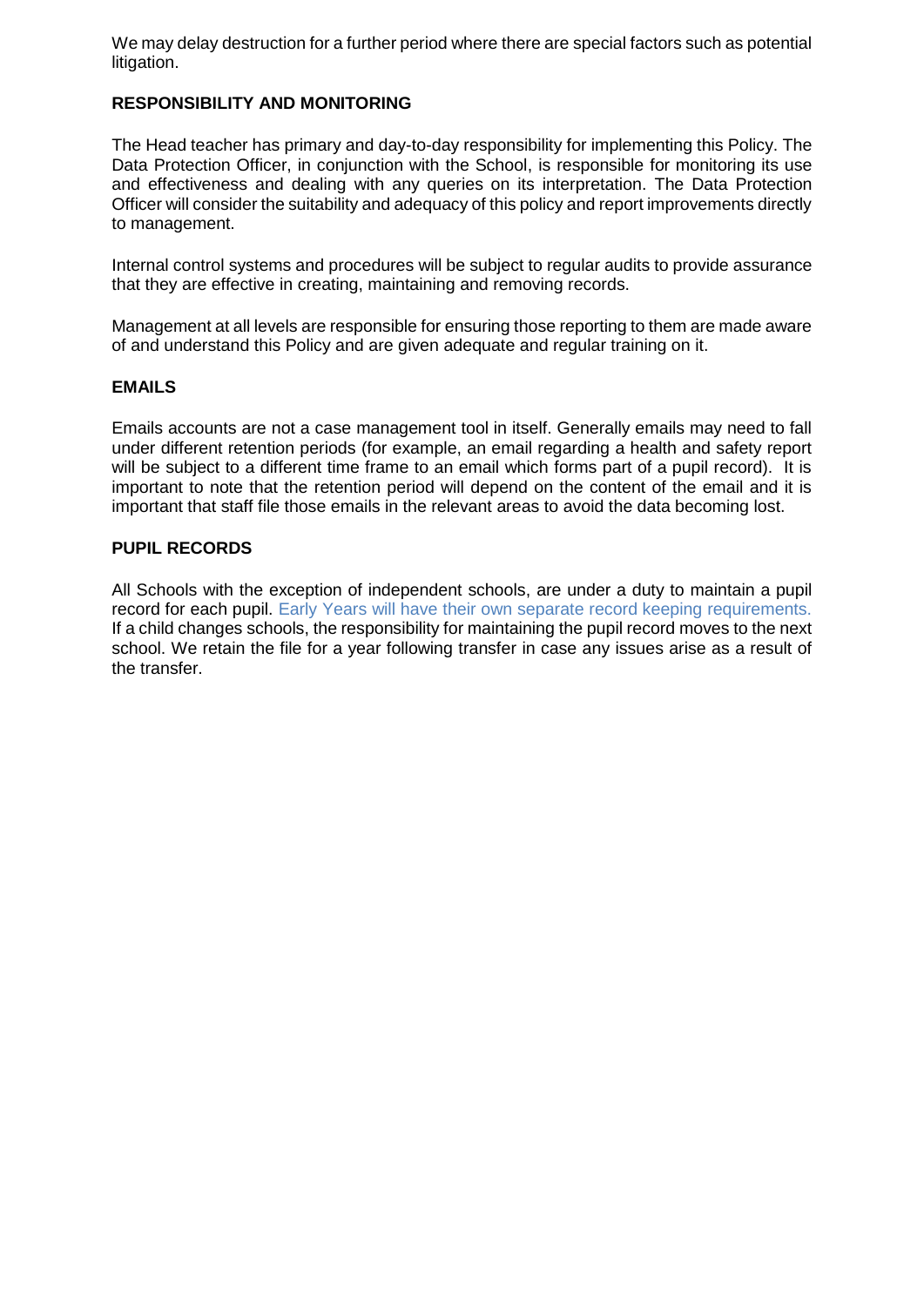We may delay destruction for a further period where there are special factors such as potential litigation.

## RESPONSIBILITY AND MONITORING

The Head teacher has primary and day-to-day responsibility for implementing this Policy. The Data Protection Officer, in conjunction with the School, is responsible for monitoring its use and effectiveness and dealing with any queries on its interpretation. The Data Protection Officer will consider the suitability and adequacy of this policy and report improvements directly to management.

Internal control systems and procedures will be subject to regular audits to provide assurance that they are effective in creating, maintaining and removing records.

Management at all levels are responsible for ensuring those reporting to them are made aware of and understand this Policy and are given adequate and regular training on it.

## EMAILS

Emails accounts are not a case management tool in itself. Generally emails may need to fall under different retention periods (for example, an email regarding a health and safety report will be subject to a different time frame to an email which forms part of a pupil record). It is important to note that the retention period will depend on the content of the email and it is important that staff file those emails in the relevant areas to avoid the data becoming lost.

## PUPIL RECORDS

All Schools with the exception of independent schools, are under a duty to maintain a pupil record for each pupil. Early Years will have their own separate record keeping requirements. If a child changes schools, the responsibility for maintaining the pupil record moves to the next school. We retain the file for a year following transfer in case any issues arise as a result of the transfer.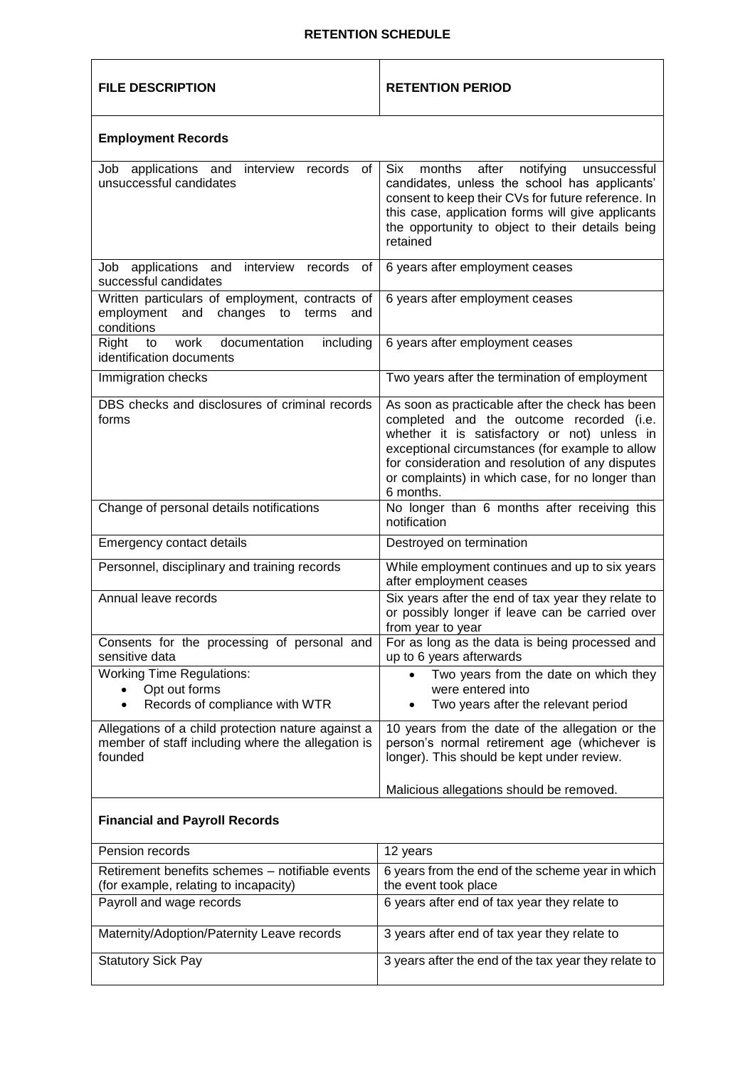## RETENTION SCHEDULE

| FILE DESCRIPTION | RETENTION PERIOD |
|---|---|
| **Employment Records** | |
| Job applications and interview records of unsuccessful candidates | Six months after notifying unsuccessful candidates, unless the school has applicants' consent to keep their CVs for future reference. In this case, application forms will give applicants the opportunity to object to their details being retained |
| Job applications and interview records of successful candidates | 6 years after employment ceases |
| Written particulars of employment, contracts of employment and changes to terms and conditions | 6 years after employment ceases |
| Right to work documentation including identification documents | 6 years after employment ceases |
| Immigration checks | Two years after the termination of employment |
| DBS checks and disclosures of criminal records forms | As soon as practicable after the check has been completed and the outcome recorded (i.e. whether it is satisfactory or not) unless in exceptional circumstances (for example to allow for consideration and resolution of any disputes or complaints) in which case, for no longer than 6 months. |
| Change of personal details notifications | No longer than 6 months after receiving this notification |
| Emergency contact details | Destroyed on termination |
| Personnel, disciplinary and training records | While employment continues and up to six years after employment ceases |
| Annual leave records | Six years after the end of tax year they relate to or possibly longer if leave can be carried over from year to year |
| Consents for the processing of personal and sensitive data | For as long as the data is being processed and up to 6 years afterwards |
| Working Time Regulations:<br>• Opt out forms<br>• Records of compliance with WTR | • Two years from the date on which they were entered into<br>• Two years after the relevant period |
| Allegations of a child protection nature against a member of staff including where the allegation is founded | 10 years from the date of the allegation or the person's normal retirement age (whichever is longer). This should be kept under review.<br><br>Malicious allegations should be removed. |
| **Financial and Payroll Records** | |
| Pension records | 12 years |
| Retirement benefits schemes – notifiable events (for example, relating to incapacity) | 6 years from the end of the scheme year in which the event took place |
| Payroll and wage records | 6 years after end of tax year they relate to |
| Maternity/Adoption/Paternity Leave records | 3 years after end of tax year they relate to |
| Statutory Sick Pay | 3 years after the end of the tax year they relate to |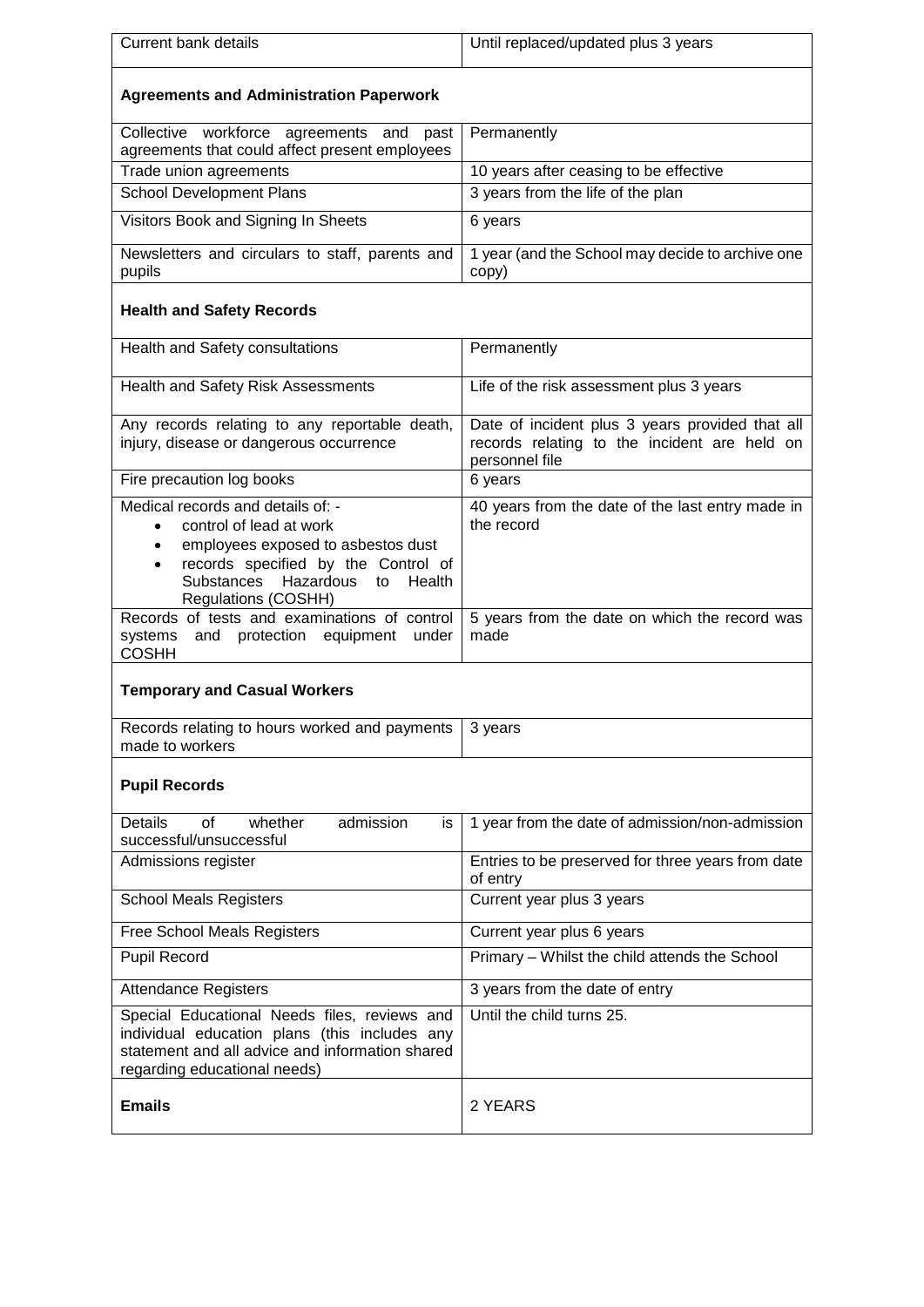| | |
|---|---|
| Current bank details | Until replaced/updated plus 3 years |
| **Agreements and Administration Paperwork** | |
| Collective workforce agreements and past agreements that could affect present employees | Permanently |
| Trade union agreements | 10 years after ceasing to be effective |
| School Development Plans | 3 years from the life of the plan |
| Visitors Book and Signing In Sheets | 6 years |
| Newsletters and circulars to staff, parents and pupils | 1 year (and the School may decide to archive one copy) |
| **Health and Safety Records** | |
| Health and Safety consultations | Permanently |
| Health and Safety Risk Assessments | Life of the risk assessment plus 3 years |
| Any records relating to any reportable death, injury, disease or dangerous occurrence | Date of incident plus 3 years provided that all records relating to the incident are held on personnel file |
| Fire precaution log books | 6 years |
| Medical records and details of: - <br>• control of lead at work <br>• employees exposed to asbestos dust <br>• records specified by the Control of Substances Hazardous to Health Regulations (COSHH) | 40 years from the date of the last entry made in the record |
| Records of tests and examinations of control systems and protection equipment under COSHH | 5 years from the date on which the record was made |
| **Temporary and Casual Workers** | |
| Records relating to hours worked and payments made to workers | 3 years |
| **Pupil Records** | |
| Details of whether admission is successful/unsuccessful | 1 year from the date of admission/non-admission |
| Admissions register | Entries to be preserved for three years from date of entry |
| School Meals Registers | Current year plus 3 years |
| Free School Meals Registers | Current year plus 6 years |
| Pupil Record | Primary – Whilst the child attends the School |
| Attendance Registers | 3 years from the date of entry |
| Special Educational Needs files, reviews and individual education plans (this includes any statement and all advice and information shared regarding educational needs) | Until the child turns 25. |
| **Emails** | 2 YEARS |